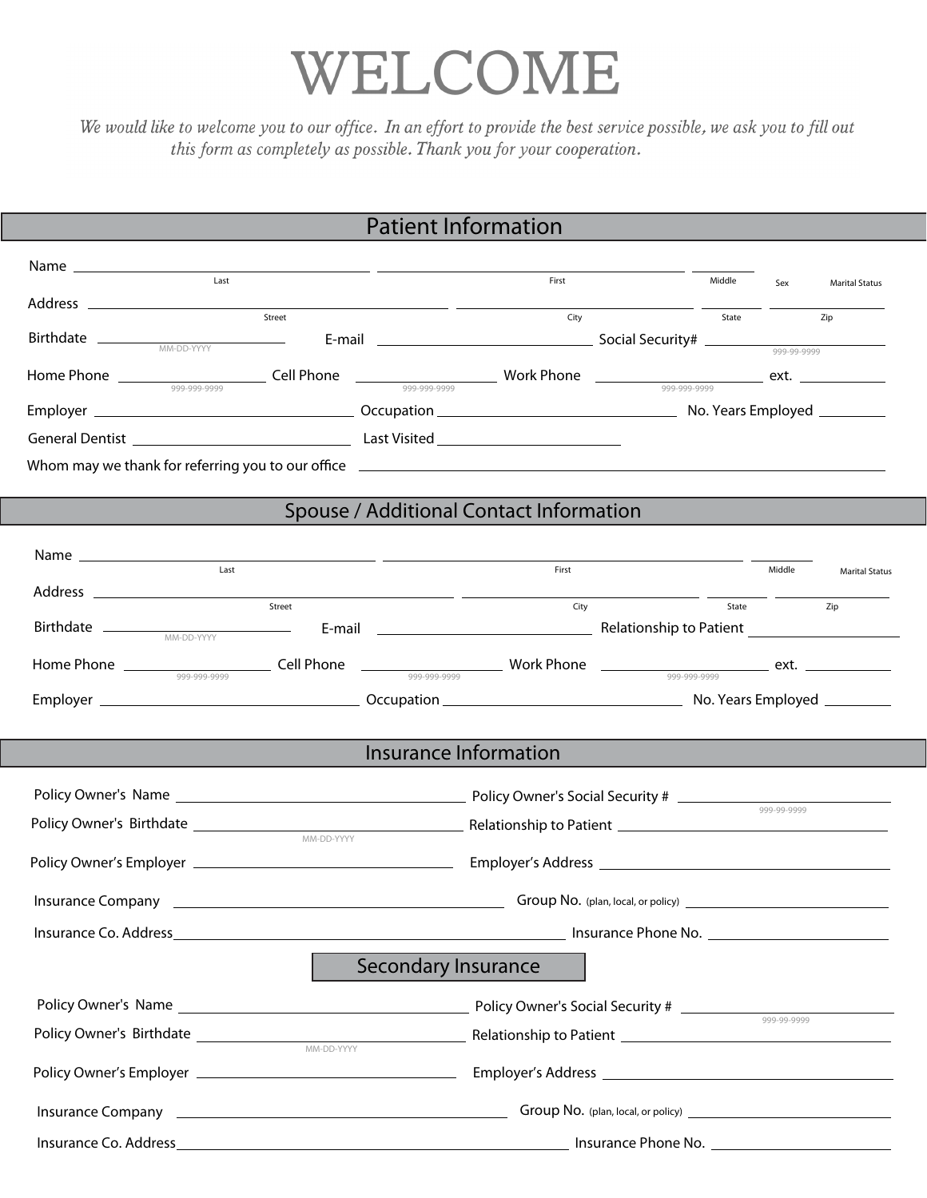# WELCOME

*We would like to welcome you to our office. In an effort to provide the best service possible, we ask you to fill out this form as completely as possible. Thank you for your cooperation.*

## Patient Information

Name ______________________ (Last) ______________________ (First) ________ (Middle) Sex Marital Status

Address ______________________ (Street) ______________________ (City) ________ (State) ________ (Zip)

Birthdate ______________ (MM-DD-YYYY) E-mail ______________________ Social Security# ______________ (999-99-9999)

Home Phone ______________ (999-999-9999) Cell Phone ______________ (999-999-9999) Work Phone ______________ (999-999-9999) ext. ________

Employer ______________________ Occupation ______________________ No. Years Employed ________

General Dentist ______________________ Last Visited ______________________

Whom may we thank for referring you to our office ______________________________________________

## Spouse / Additional Contact Information

Name ______________________ (Last) ______________________ (First) ________ (Middle) Marital Status

Address ______________________ (Street) ______________________ (City) ________ (State) ________ (Zip)

Birthdate ______________ (MM-DD-YYYY) E-mail ______________________ Relationship to Patient ______________

Home Phone ______________ (999-999-9999) Cell Phone ______________ (999-999-9999) Work Phone ______________ (999-999-9999) ext. ________

Employer ______________________ Occupation ______________________ No. Years Employed ________

## Insurance Information

Policy Owner's Name ______________________ Policy Owner's Social Security # ______________ (999-99-9999)

Policy Owner's Birthdate ______________ (MM-DD-YYYY) Relationship to Patient ______________________

Policy Owner's Employer ______________________ Employer's Address ______________________

Insurance Company ______________________ Group No. (plan, local, or policy) ______________________

Insurance Co. Address ______________________ Insurance Phone No. ______________________

### Secondary Insurance

Policy Owner's Name ______________________ Policy Owner's Social Security # ______________ (999-99-9999)

Policy Owner's Birthdate ______________ (MM-DD-YYYY) Relationship to Patient ______________________

Policy Owner's Employer ______________________ Employer's Address ______________________

Insurance Company ______________________ Group No. (plan, local, or policy) ______________________

Insurance Co. Address ______________________ Insurance Phone No. ______________________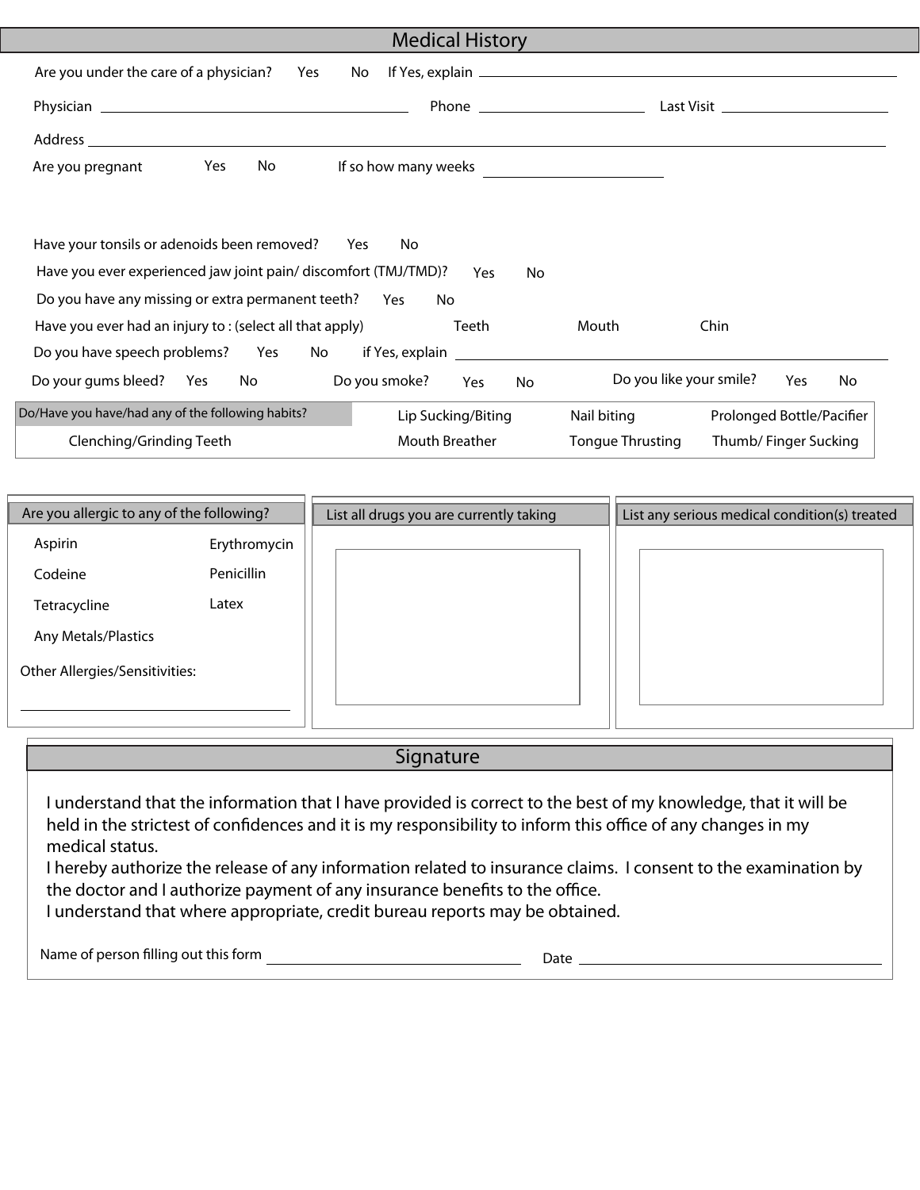## Medical History

Are you under the care of a physician? Yes No If Yes, explain ______________________________

Physician ______________________________ Phone ____________________ Last Visit ____________________

Address ____________________________________________________________

Are you pregnant Yes No If so how many weeks ____________________

Have your tonsils or adenoids been removed? Yes No

Have you ever experienced jaw joint pain/ discomfort (TMJ/TMD)? Yes No

Do you have any missing or extra permanent teeth? Yes No

Have you ever had an injury to : (select all that apply) Teeth Mouth Chin

Do you have speech problems? Yes No if Yes, explain ______________________________

Do your gums bleed? Yes No Do you smoke? Yes No Do you like your smile? Yes No

| Do/Have you have/had any of the following habits? | | | |
|---|---|---|---|
| | Lip Sucking/Biting | Nail biting | Prolonged Bottle/Pacifier |
| Clenching/Grinding Teeth | Mouth Breather | Tongue Thrusting | Thumb/ Finger Sucking |

**Are you allergic to any of the following?**

| | |
|---|---|
| Aspirin | Erythromycin |
| Codeine | Penicillin |
| Tetracycline | Latex |
| Any Metals/Plastics | |

Other Allergies/Sensitivities: ______________________________

**List all drugs you are currently taking**

**List any serious medical condition(s) treated**

## Signature

I understand that the information that I have provided is correct to the best of my knowledge, that it will be held in the strictest of confidences and it is my responsibility to inform this office of any changes in my medical status.

I hereby authorize the release of any information related to insurance claims. I consent to the examination by the doctor and I authorize payment of any insurance benefits to the office.

I understand that where appropriate, credit bureau reports may be obtained.

Name of person filling out this form ______________________________ Date ______________________________